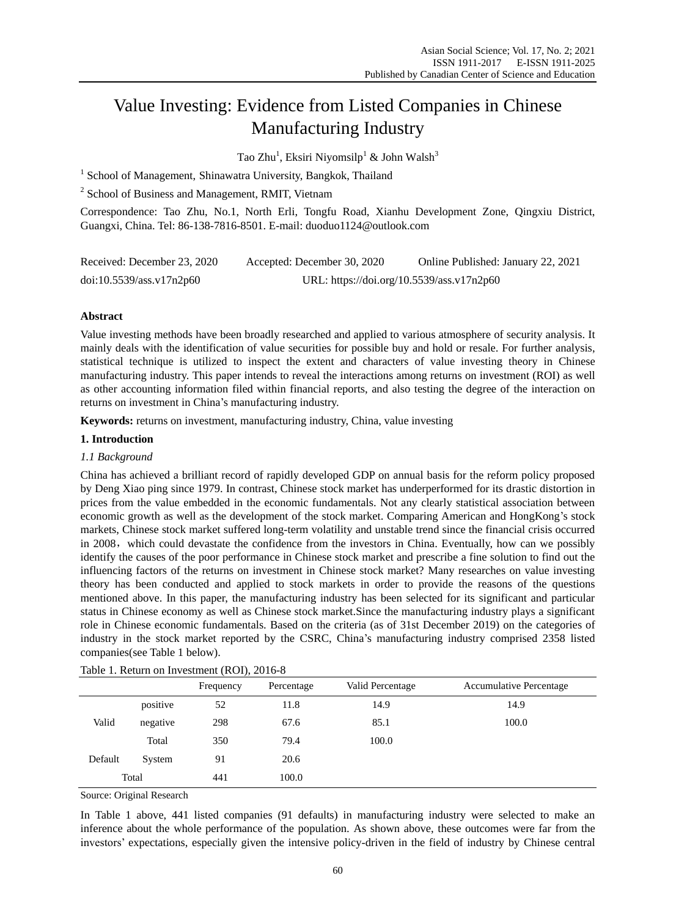# Value Investing: Evidence from Listed Companies in Chinese Manufacturing Industry

Tao Zhu[1], Eksiri Niyomsilp[1] & John Walsh[3]

[1] School of Management, Shinawatra University, Bangkok, Thailand

[2] School of Business and Management, RMIT, Vietnam

Correspondence: Tao Zhu, No.1, North Erli, Tongfu Road, Xianhu Development Zone, Qingxiu District, Guangxi, China. Tel: 86-138-7816-8501. E-mail: duoduo1124@outlook.com

Received: December 23, 2020  Accepted: December 30, 2020  Online Published: January 22, 2021

doi:10.5539/ass.v17n2p60  URL: https://doi.org/10.5539/ass.v17n2p60

## Abstract

Value investing methods have been broadly researched and applied to various atmosphere of security analysis. It mainly deals with the identification of value securities for possible buy and hold or resale. For further analysis, statistical technique is utilized to inspect the extent and characters of value investing theory in Chinese manufacturing industry. This paper intends to reveal the interactions among returns on investment (ROI) as well as other accounting information filed within financial reports, and also testing the degree of the interaction on returns on investment in China's manufacturing industry.

**Keywords:** returns on investment, manufacturing industry, China, value investing

## 1. Introduction

### *1.1 Background*

China has achieved a brilliant record of rapidly developed GDP on annual basis for the reform policy proposed by Deng Xiao ping since 1979. In contrast, Chinese stock market has underperformed for its drastic distortion in prices from the value embedded in the economic fundamentals. Not any clearly statistical association between economic growth as well as the development of the stock market. Comparing American and HongKong's stock markets, Chinese stock market suffered long-term volatility and unstable trend since the financial crisis occurred in 2008， which could devastate the confidence from the investors in China. Eventually, how can we possibly identify the causes of the poor performance in Chinese stock market and prescribe a fine solution to find out the influencing factors of the returns on investment in Chinese stock market? Many researches on value investing theory has been conducted and applied to stock markets in order to provide the reasons of the questions mentioned above. In this paper, the manufacturing industry has been selected for its significant and particular status in Chinese economy as well as Chinese stock market.Since the manufacturing industry plays a significant role in Chinese economic fundamentals. Based on the criteria (as of 31st December 2019) on the categories of industry in the stock market reported by the CSRC, China's manufacturing industry comprised 2358 listed companies(see Table 1 below).

Table 1. Return on Investment (ROI), 2016-8

| | | Frequency | Percentage | Valid Percentage | Accumulative Percentage |
|---|---|---|---|---|---|
| Valid | positive | 52 | 11.8 | 14.9 | 14.9 |
| | negative | 298 | 67.6 | 85.1 | 100.0 |
| | Total | 350 | 79.4 | 100.0 | |
| Default | System | 91 | 20.6 | | |
| Total | | 441 | 100.0 | | |

Source: Original Research

In Table 1 above, 441 listed companies (91 defaults) in manufacturing industry were selected to make an inference about the whole performance of the population. As shown above, these outcomes were far from the investors' expectations, especially given the intensive policy-driven in the field of industry by Chinese central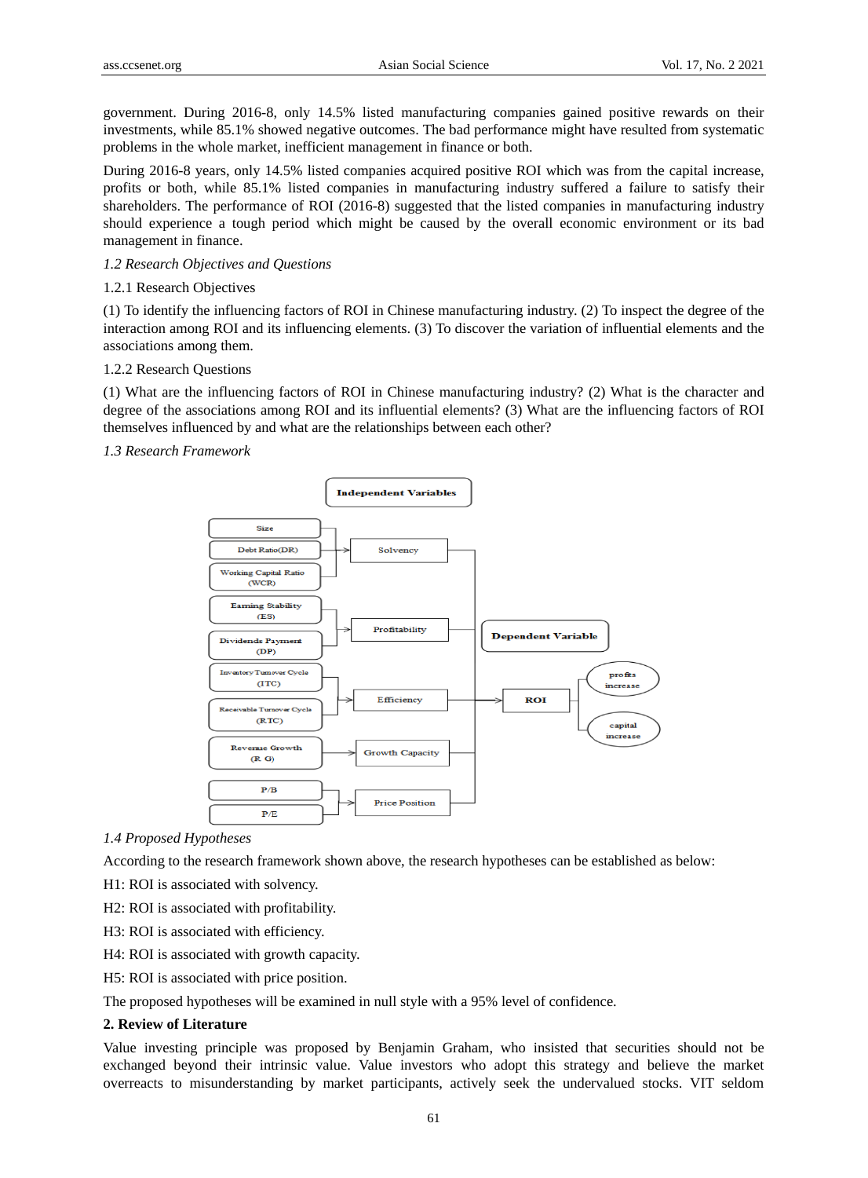government. During 2016-8, only 14.5% listed manufacturing companies gained positive rewards on their investments, while 85.1% showed negative outcomes. The bad performance might have resulted from systematic problems in the whole market, inefficient management in finance or both.

During 2016-8 years, only 14.5% listed companies acquired positive ROI which was from the capital increase, profits or both, while 85.1% listed companies in manufacturing industry suffered a failure to satisfy their shareholders. The performance of ROI (2016-8) suggested that the listed companies in manufacturing industry should experience a tough period which might be caused by the overall economic environment or its bad management in finance.

*1.2 Research Objectives and Questions*

1.2.1 Research Objectives

(1) To identify the influencing factors of ROI in Chinese manufacturing industry. (2) To inspect the degree of the interaction among ROI and its influencing elements. (3) To discover the variation of influential elements and the associations among them.

1.2.2 Research Questions

(1) What are the influencing factors of ROI in Chinese manufacturing industry? (2) What is the character and degree of the associations among ROI and its influential elements? (3) What are the influencing factors of ROI themselves influenced by and what are the relationships between each other?

*1.3 Research Framework*

Independent Variables

- Size, Debt Ratio(DR), Working Capital Ratio (WCR) → Solvency
- Earning Stability (ES), Dividends Payment (DP) → Profitability
- Inventory Turnover Cycle (ITC), Receivable Turnover Cycle (RTC) → Efficiency
- Revenue Growth (R G) → Growth Capacity
- P/B, P/E → Price Position

Solvency, Profitability, Efficiency, Growth Capacity, Price Position → Dependent Variable: ROI (profits increase; capital increase)

*1.4 Proposed Hypotheses*

According to the research framework shown above, the research hypotheses can be established as below:

H1: ROI is associated with solvency.

H2: ROI is associated with profitability.

H3: ROI is associated with efficiency.

H4: ROI is associated with growth capacity.

H5: ROI is associated with price position.

The proposed hypotheses will be examined in null style with a 95% level of confidence.

**2. Review of Literature**

Value investing principle was proposed by Benjamin Graham, who insisted that securities should not be exchanged beyond their intrinsic value. Value investors who adopt this strategy and believe the market overreacts to misunderstanding by market participants, actively seek the undervalued stocks. VIT seldom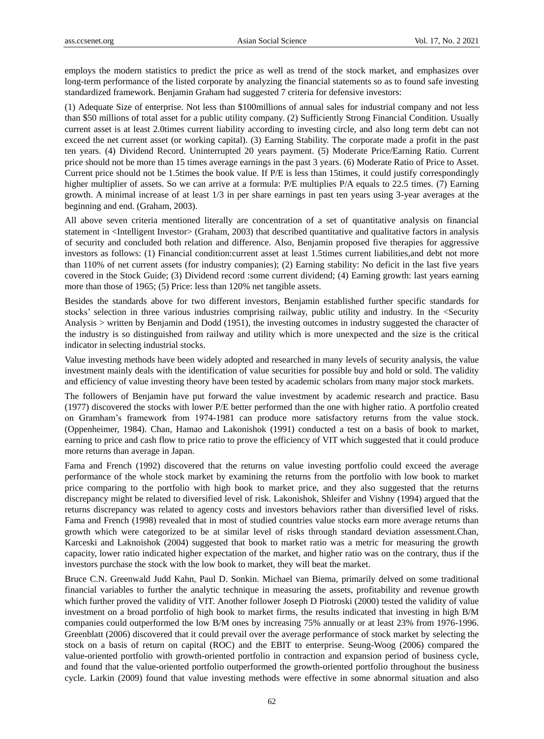employs the modern statistics to predict the price as well as trend of the stock market, and emphasizes over long-term performance of the listed corporate by analyzing the financial statements so as to found safe investing standardized framework. Benjamin Graham had suggested 7 criteria for defensive investors:

(1) Adequate Size of enterprise. Not less than $100millions of annual sales for industrial company and not less than $50 millions of total asset for a public utility company. (2) Sufficiently Strong Financial Condition. Usually current asset is at least 2.0times current liability according to investing circle, and also long term debt can not exceed the net current asset (or working capital). (3) Earning Stability. The corporate made a profit in the past ten years. (4) Dividend Record. Uninterrupted 20 years payment. (5) Moderate Price/Earning Ratio. Current price should not be more than 15 times average earnings in the past 3 years. (6) Moderate Ratio of Price to Asset. Current price should not be 1.5times the book value. If P/E is less than 15times, it could justify correspondingly higher multiplier of assets. So we can arrive at a formula: P/E multiplies P/A equals to 22.5 times. (7) Earning growth. A minimal increase of at least 1/3 in per share earnings in past ten years using 3-year averages at the beginning and end. (Graham, 2003).

All above seven criteria mentioned literally are concentration of a set of quantitative analysis on financial statement in <Intelligent Investor> (Graham, 2003) that described quantitative and qualitative factors in analysis of security and concluded both relation and difference. Also, Benjamin proposed five therapies for aggressive investors as follows: (1) Financial condition:current asset at least 1.5times current liabilities,and debt not more than 110% of net current assets (for industry companies); (2) Earning stability: No deficit in the last five years covered in the Stock Guide; (3) Dividend record :some current dividend; (4) Earning growth: last years earning more than those of 1965; (5) Price: less than 120% net tangible assets.

Besides the standards above for two different investors, Benjamin established further specific standards for stocks' selection in three various industries comprising railway, public utility and industry. In the <Security Analysis > written by Benjamin and Dodd (1951), the investing outcomes in industry suggested the character of the industry is so distinguished from railway and utility which is more unexpected and the size is the critical indicator in selecting industrial stocks.

Value investing methods have been widely adopted and researched in many levels of security analysis, the value investment mainly deals with the identification of value securities for possible buy and hold or sold. The validity and efficiency of value investing theory have been tested by academic scholars from many major stock markets.

The followers of Benjamin have put forward the value investment by academic research and practice. Basu (1977) discovered the stocks with lower P/E better performed than the one with higher ratio. A portfolio created on Gramham's framework from 1974-1981 can produce more satisfactory returns from the value stock. (Oppenheimer, 1984). Chan, Hamao and Lakonishok (1991) conducted a test on a basis of book to market, earning to price and cash flow to price ratio to prove the efficiency of VIT which suggested that it could produce more returns than average in Japan.

Fama and French (1992) discovered that the returns on value investing portfolio could exceed the average performance of the whole stock market by examining the returns from the portfolio with low book to market price comparing to the portfolio with high book to market price, and they also suggested that the returns discrepancy might be related to diversified level of risk. Lakonishok, Shleifer and Vishny (1994) argued that the returns discrepancy was related to agency costs and investors behaviors rather than diversified level of risks. Fama and French (1998) revealed that in most of studied countries value stocks earn more average returns than growth which were categorized to be at similar level of risks through standard deviation assessment.Chan, Karceski and Laknoishok (2004) suggested that book to market ratio was a metric for measuring the growth capacity, lower ratio indicated higher expectation of the market, and higher ratio was on the contrary, thus if the investors purchase the stock with the low book to market, they will beat the market.

Bruce C.N. Greenwald Judd Kahn, Paul D. Sonkin. Michael van Biema, primarily delved on some traditional financial variables to further the analytic technique in measuring the assets, profitability and revenue growth which further proved the validity of VIT. Another follower Joseph D Piotroski (2000) tested the validity of value investment on a broad portfolio of high book to market firms, the results indicated that investing in high B/M companies could outperformed the low B/M ones by increasing 75% annually or at least 23% from 1976-1996. Greenblatt (2006) discovered that it could prevail over the average performance of stock market by selecting the stock on a basis of return on capital (ROC) and the EBIT to enterprise. Seung-Woog (2006) compared the value-oriented portfolio with growth-oriented portfolio in contraction and expansion period of business cycle, and found that the value-oriented portfolio outperformed the growth-oriented portfolio throughout the business cycle. Larkin (2009) found that value investing methods were effective in some abnormal situation and also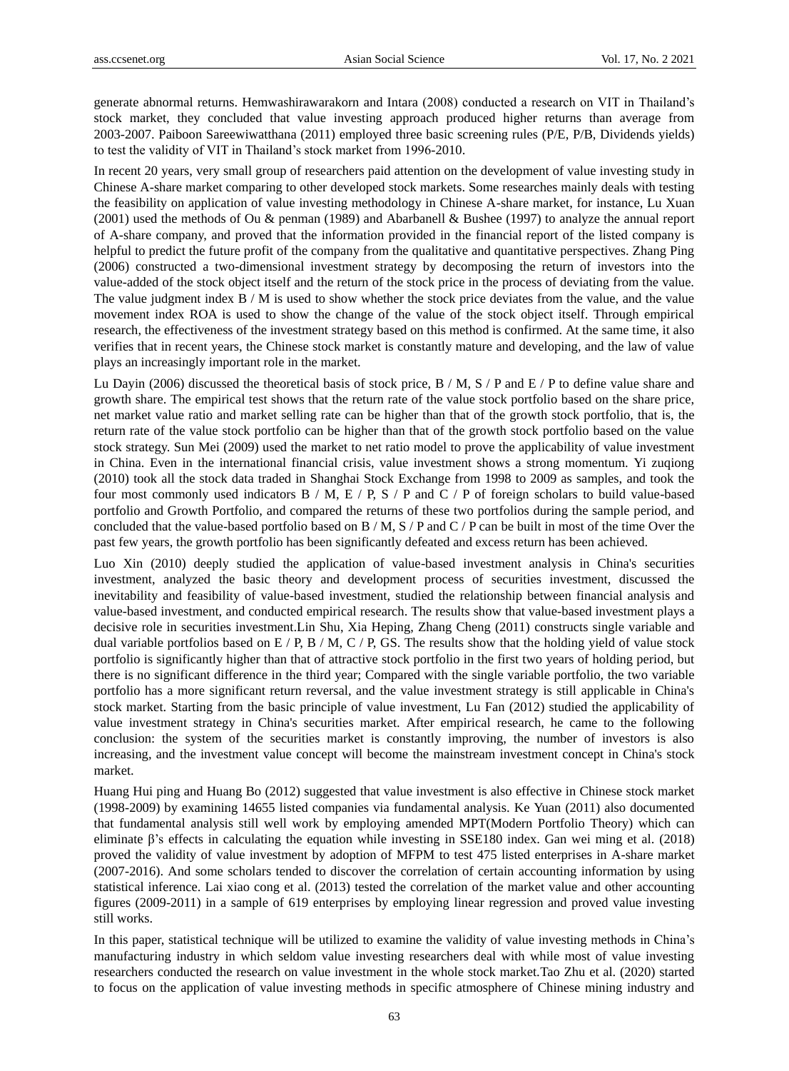generate abnormal returns. Hemwashirawarakorn and Intara (2008) conducted a research on VIT in Thailand's stock market, they concluded that value investing approach produced higher returns than average from 2003-2007. Paiboon Sareewiwatthana (2011) employed three basic screening rules (P/E, P/B, Dividends yields) to test the validity of VIT in Thailand's stock market from 1996-2010.

In recent 20 years, very small group of researchers paid attention on the development of value investing study in Chinese A-share market comparing to other developed stock markets. Some researches mainly deals with testing the feasibility on application of value investing methodology in Chinese A-share market, for instance, Lu Xuan (2001) used the methods of Ou & penman (1989) and Abarbanell & Bushee (1997) to analyze the annual report of A-share company, and proved that the information provided in the financial report of the listed company is helpful to predict the future profit of the company from the qualitative and quantitative perspectives. Zhang Ping (2006) constructed a two-dimensional investment strategy by decomposing the return of investors into the value-added of the stock object itself and the return of the stock price in the process of deviating from the value. The value judgment index B / M is used to show whether the stock price deviates from the value, and the value movement index ROA is used to show the change of the value of the stock object itself. Through empirical research, the effectiveness of the investment strategy based on this method is confirmed. At the same time, it also verifies that in recent years, the Chinese stock market is constantly mature and developing, and the law of value plays an increasingly important role in the market.

Lu Dayin (2006) discussed the theoretical basis of stock price, B / M, S / P and E / P to define value share and growth share. The empirical test shows that the return rate of the value stock portfolio based on the share price, net market value ratio and market selling rate can be higher than that of the growth stock portfolio, that is, the return rate of the value stock portfolio can be higher than that of the growth stock portfolio based on the value stock strategy. Sun Mei (2009) used the market to net ratio model to prove the applicability of value investment in China. Even in the international financial crisis, value investment shows a strong momentum. Yi zuqiong (2010) took all the stock data traded in Shanghai Stock Exchange from 1998 to 2009 as samples, and took the four most commonly used indicators B / M, E / P, S / P and C / P of foreign scholars to build value-based portfolio and Growth Portfolio, and compared the returns of these two portfolios during the sample period, and concluded that the value-based portfolio based on B / M, S / P and C / P can be built in most of the time Over the past few years, the growth portfolio has been significantly defeated and excess return has been achieved.

Luo Xin (2010) deeply studied the application of value-based investment analysis in China's securities investment, analyzed the basic theory and development process of securities investment, discussed the inevitability and feasibility of value-based investment, studied the relationship between financial analysis and value-based investment, and conducted empirical research. The results show that value-based investment plays a decisive role in securities investment.Lin Shu, Xia Heping, Zhang Cheng (2011) constructs single variable and dual variable portfolios based on E / P, B / M, C / P, GS. The results show that the holding yield of value stock portfolio is significantly higher than that of attractive stock portfolio in the first two years of holding period, but there is no significant difference in the third year; Compared with the single variable portfolio, the two variable portfolio has a more significant return reversal, and the value investment strategy is still applicable in China's stock market. Starting from the basic principle of value investment, Lu Fan (2012) studied the applicability of value investment strategy in China's securities market. After empirical research, he came to the following conclusion: the system of the securities market is constantly improving, the number of investors is also increasing, and the investment value concept will become the mainstream investment concept in China's stock market.

Huang Hui ping and Huang Bo (2012) suggested that value investment is also effective in Chinese stock market (1998-2009) by examining 14655 listed companies via fundamental analysis. Ke Yuan (2011) also documented that fundamental analysis still well work by employing amended MPT(Modern Portfolio Theory) which can eliminate β's effects in calculating the equation while investing in SSE180 index. Gan wei ming et al. (2018) proved the validity of value investment by adoption of MFPM to test 475 listed enterprises in A-share market (2007-2016). And some scholars tended to discover the correlation of certain accounting information by using statistical inference. Lai xiao cong et al. (2013) tested the correlation of the market value and other accounting figures (2009-2011) in a sample of 619 enterprises by employing linear regression and proved value investing still works.

In this paper, statistical technique will be utilized to examine the validity of value investing methods in China's manufacturing industry in which seldom value investing researchers deal with while most of value investing researchers conducted the research on value investment in the whole stock market.Tao Zhu et al. (2020) started to focus on the application of value investing methods in specific atmosphere of Chinese mining industry and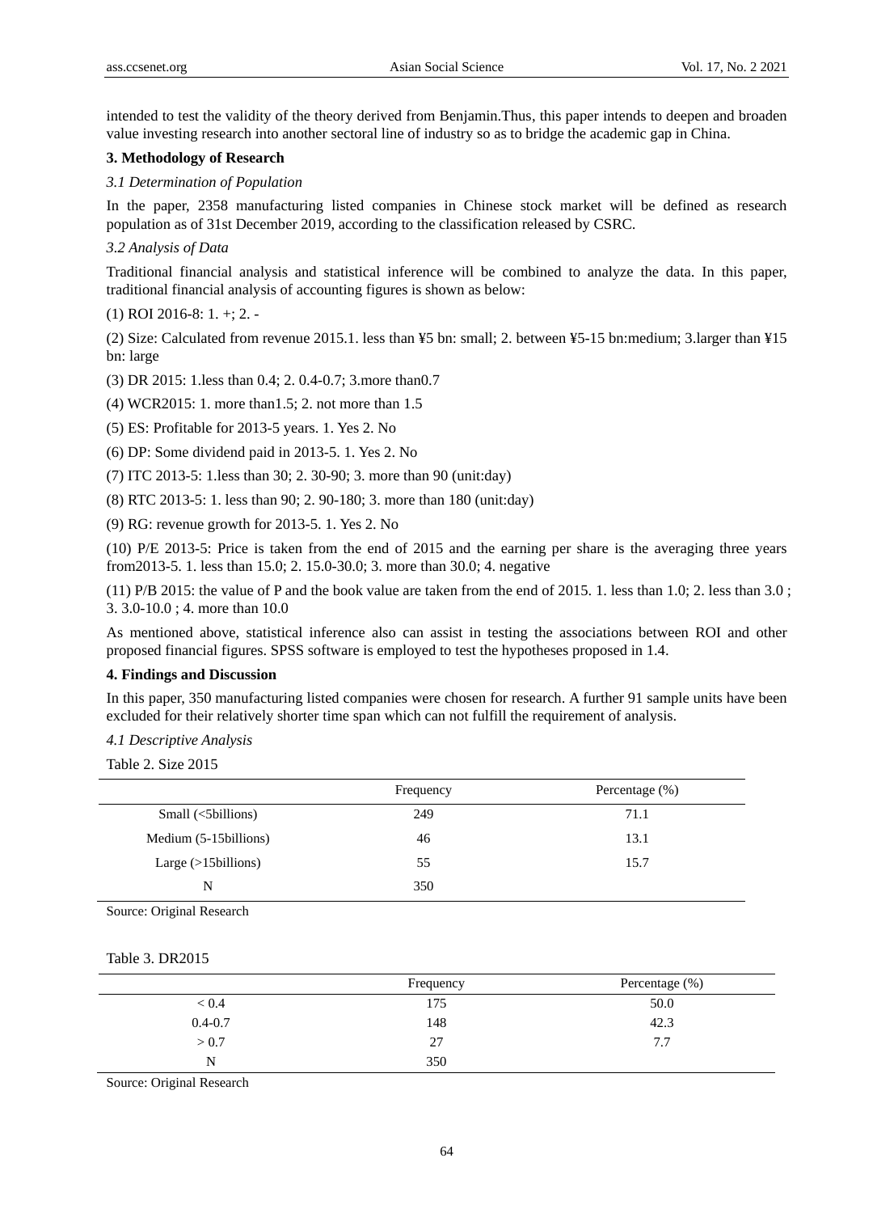intended to test the validity of the theory derived from Benjamin.Thus, this paper intends to deepen and broaden value investing research into another sectoral line of industry so as to bridge the academic gap in China.

## 3. Methodology of Research

### *3.1 Determination of Population*

In the paper, 2358 manufacturing listed companies in Chinese stock market will be defined as research population as of 31st December 2019, according to the classification released by CSRC.

### *3.2 Analysis of Data*

Traditional financial analysis and statistical inference will be combined to analyze the data. In this paper, traditional financial analysis of accounting figures is shown as below:

(1) ROI 2016-8: 1. +; 2. -

(2) Size: Calculated from revenue 2015.1. less than ¥5 bn: small; 2. between ¥5-15 bn:medium; 3.larger than ¥15 bn: large

(3) DR 2015: 1.less than 0.4; 2. 0.4-0.7; 3.more than0.7

(4) WCR2015: 1. more than1.5; 2. not more than 1.5

(5) ES: Profitable for 2013-5 years. 1. Yes 2. No

(6) DP: Some dividend paid in 2013-5. 1. Yes 2. No

(7) ITC 2013-5: 1.less than 30; 2. 30-90; 3. more than 90 (unit:day)

(8) RTC 2013-5: 1. less than 90; 2. 90-180; 3. more than 180 (unit:day)

(9) RG: revenue growth for 2013-5. 1. Yes 2. No

(10) P/E 2013-5: Price is taken from the end of 2015 and the earning per share is the averaging three years from2013-5. 1. less than 15.0; 2. 15.0-30.0; 3. more than 30.0; 4. negative

(11) P/B 2015: the value of P and the book value are taken from the end of 2015. 1. less than 1.0; 2. less than 3.0 ; 3. 3.0-10.0 ; 4. more than 10.0

As mentioned above, statistical inference also can assist in testing the associations between ROI and other proposed financial figures. SPSS software is employed to test the hypotheses proposed in 1.4.

## 4. Findings and Discussion

In this paper, 350 manufacturing listed companies were chosen for research. A further 91 sample units have been excluded for their relatively shorter time span which can not fulfill the requirement of analysis.

### *4.1 Descriptive Analysis*

Table 2. Size 2015

| | Frequency | Percentage (%) |
|---|---|---|
| Small (<5billions) | 249 | 71.1 |
| Medium (5-15billions) | 46 | 13.1 |
| Large (>15billions) | 55 | 15.7 |
| N | 350 | |

Source: Original Research

Table 3. DR2015

| | Frequency | Percentage (%) |
|---|---|---|
| < 0.4 | 175 | 50.0 |
| 0.4-0.7 | 148 | 42.3 |
| > 0.7 | 27 | 7.7 |
| N | 350 | |

Source: Original Research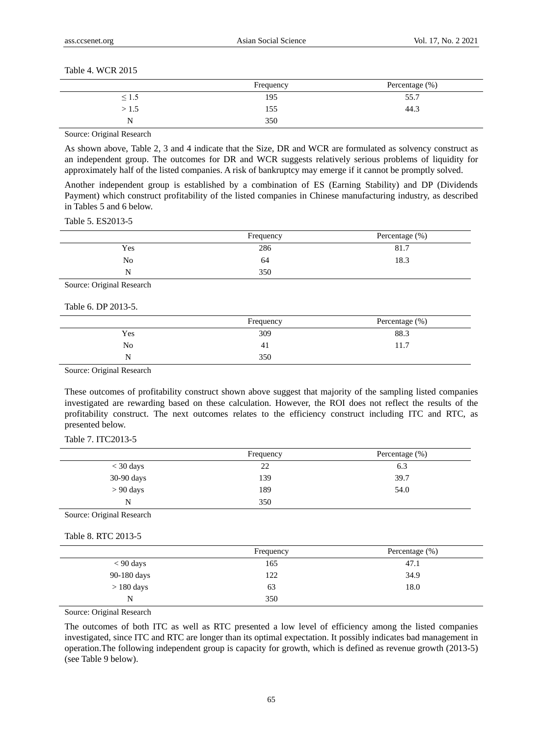Table 4. WCR 2015

| | Frequency | Percentage (%) |
|---|---|---|
| ≤ 1.5 | 195 | 55.7 |
| > 1.5 | 155 | 44.3 |
| N | 350 | |

Source: Original Research

As shown above, Table 2, 3 and 4 indicate that the Size, DR and WCR are formulated as solvency construct as an independent group. The outcomes for DR and WCR suggests relatively serious problems of liquidity for approximately half of the listed companies. A risk of bankruptcy may emerge if it cannot be promptly solved.

Another independent group is established by a combination of ES (Earning Stability) and DP (Dividends Payment) which construct profitability of the listed companies in Chinese manufacturing industry, as described in Tables 5 and 6 below.

Table 5. ES2013-5

| | Frequency | Percentage (%) |
|---|---|---|
| Yes | 286 | 81.7 |
| No | 64 | 18.3 |
| N | 350 | |

Source: Original Research

Table 6. DP 2013-5.

| | Frequency | Percentage (%) |
|---|---|---|
| Yes | 309 | 88.3 |
| No | 41 | 11.7 |
| N | 350 | |

Source: Original Research

These outcomes of profitability construct shown above suggest that majority of the sampling listed companies investigated are rewarding based on these calculation. However, the ROI does not reflect the results of the profitability construct. The next outcomes relates to the efficiency construct including ITC and RTC, as presented below.

Table 7. ITC2013-5

| | Frequency | Percentage (%) |
|---|---|---|
| < 30 days | 22 | 6.3 |
| 30-90 days | 139 | 39.7 |
| > 90 days | 189 | 54.0 |
| N | 350 | |

Source: Original Research

Table 8. RTC 2013-5

| | Frequency | Percentage (%) |
|---|---|---|
| < 90 days | 165 | 47.1 |
| 90-180 days | 122 | 34.9 |
| > 180 days | 63 | 18.0 |
| N | 350 | |

Source: Original Research

The outcomes of both ITC as well as RTC presented a low level of efficiency among the listed companies investigated, since ITC and RTC are longer than its optimal expectation. It possibly indicates bad management in operation.The following independent group is capacity for growth, which is defined as revenue growth (2013-5) (see Table 9 below).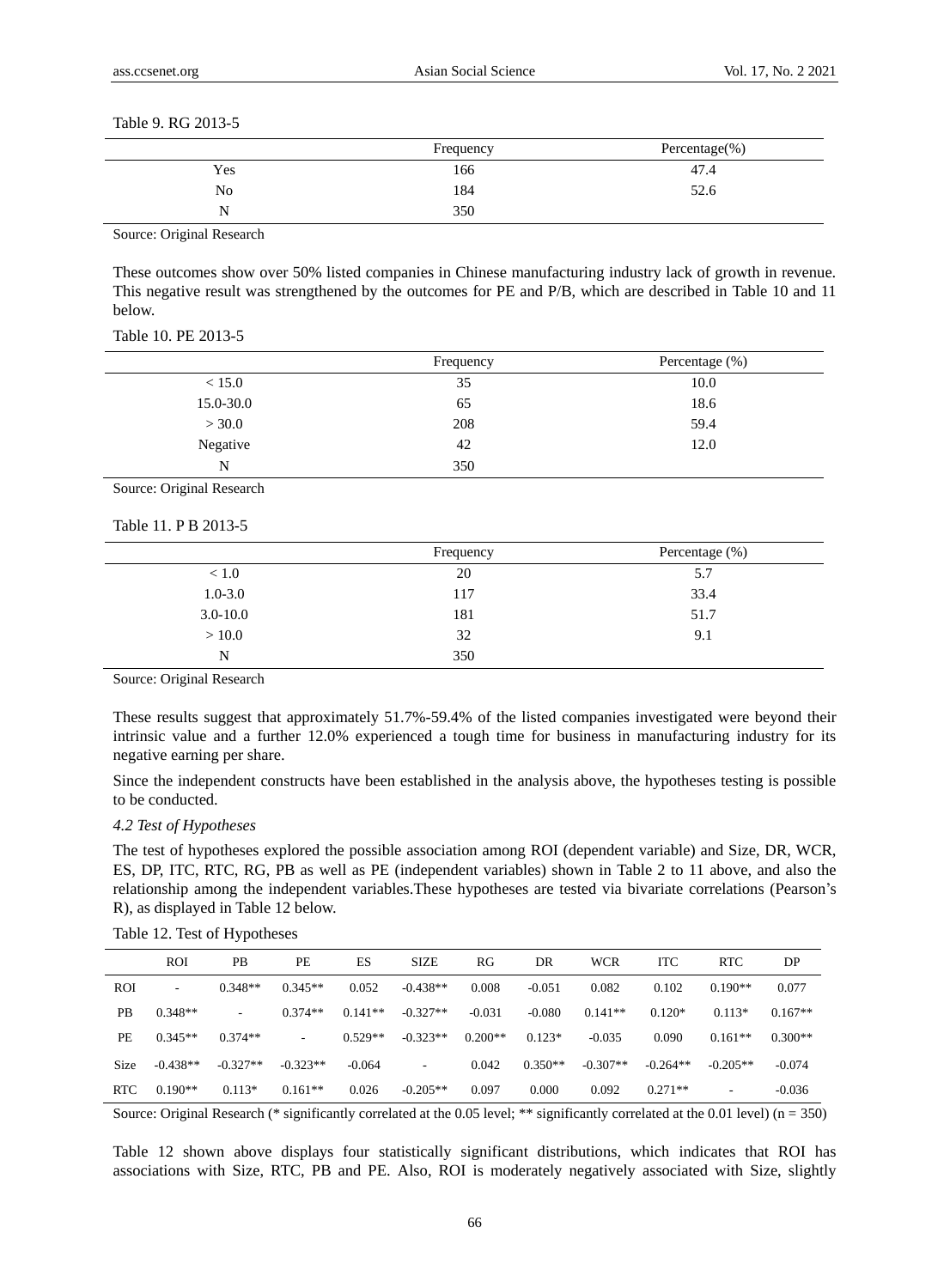Table 9. RG 2013-5

| | Frequency | Percentage(%) |
|---|---|---|
| Yes | 166 | 47.4 |
| No | 184 | 52.6 |
| N | 350 | |

Source: Original Research

These outcomes show over 50% listed companies in Chinese manufacturing industry lack of growth in revenue. This negative result was strengthened by the outcomes for PE and P/B, which are described in Table 10 and 11 below.

Table 10. PE 2013-5

| | Frequency | Percentage (%) |
|---|---|---|
| < 15.0 | 35 | 10.0 |
| 15.0-30.0 | 65 | 18.6 |
| > 30.0 | 208 | 59.4 |
| Negative | 42 | 12.0 |
| N | 350 | |

Source: Original Research

Table 11. P B 2013-5

| | Frequency | Percentage (%) |
|---|---|---|
| < 1.0 | 20 | 5.7 |
| 1.0-3.0 | 117 | 33.4 |
| 3.0-10.0 | 181 | 51.7 |
| > 10.0 | 32 | 9.1 |
| N | 350 | |

Source: Original Research

These results suggest that approximately 51.7%-59.4% of the listed companies investigated were beyond their intrinsic value and a further 12.0% experienced a tough time for business in manufacturing industry for its negative earning per share.

Since the independent constructs have been established in the analysis above, the hypotheses testing is possible to be conducted.

### *4.2 Test of Hypotheses*

The test of hypotheses explored the possible association among ROI (dependent variable) and Size, DR, WCR, ES, DP, ITC, RTC, RG, PB as well as PE (independent variables) shown in Table 2 to 11 above, and also the relationship among the independent variables.These hypotheses are tested via bivariate correlations (Pearson's R), as displayed in Table 12 below.

Table 12. Test of Hypotheses

| | ROI | PB | PE | ES | SIZE | RG | DR | WCR | ITC | RTC | DP |
|---|---|---|---|---|---|---|---|---|---|---|---|
| ROI | - | 0.348** | 0.345** | 0.052 | -0.438** | 0.008 | -0.051 | 0.082 | 0.102 | 0.190** | 0.077 |
| PB | 0.348** | - | 0.374** | 0.141** | -0.327** | -0.031 | -0.080 | 0.141** | 0.120* | 0.113* | 0.167** |
| PE | 0.345** | 0.374** | - | 0.529** | -0.323** | 0.200** | 0.123* | -0.035 | 0.090 | 0.161** | 0.300** |
| Size | -0.438** | -0.327** | -0.323** | -0.064 | - | 0.042 | 0.350** | -0.307** | -0.264** | -0.205** | -0.074 |
| RTC | 0.190** | 0.113* | 0.161** | 0.026 | -0.205** | 0.097 | 0.000 | 0.092 | 0.271** | - | -0.036 |

Source: Original Research (* significantly correlated at the 0.05 level; ** significantly correlated at the 0.01 level) (n = 350)

Table 12 shown above displays four statistically significant distributions, which indicates that ROI has associations with Size, RTC, PB and PE. Also, ROI is moderately negatively associated with Size, slightly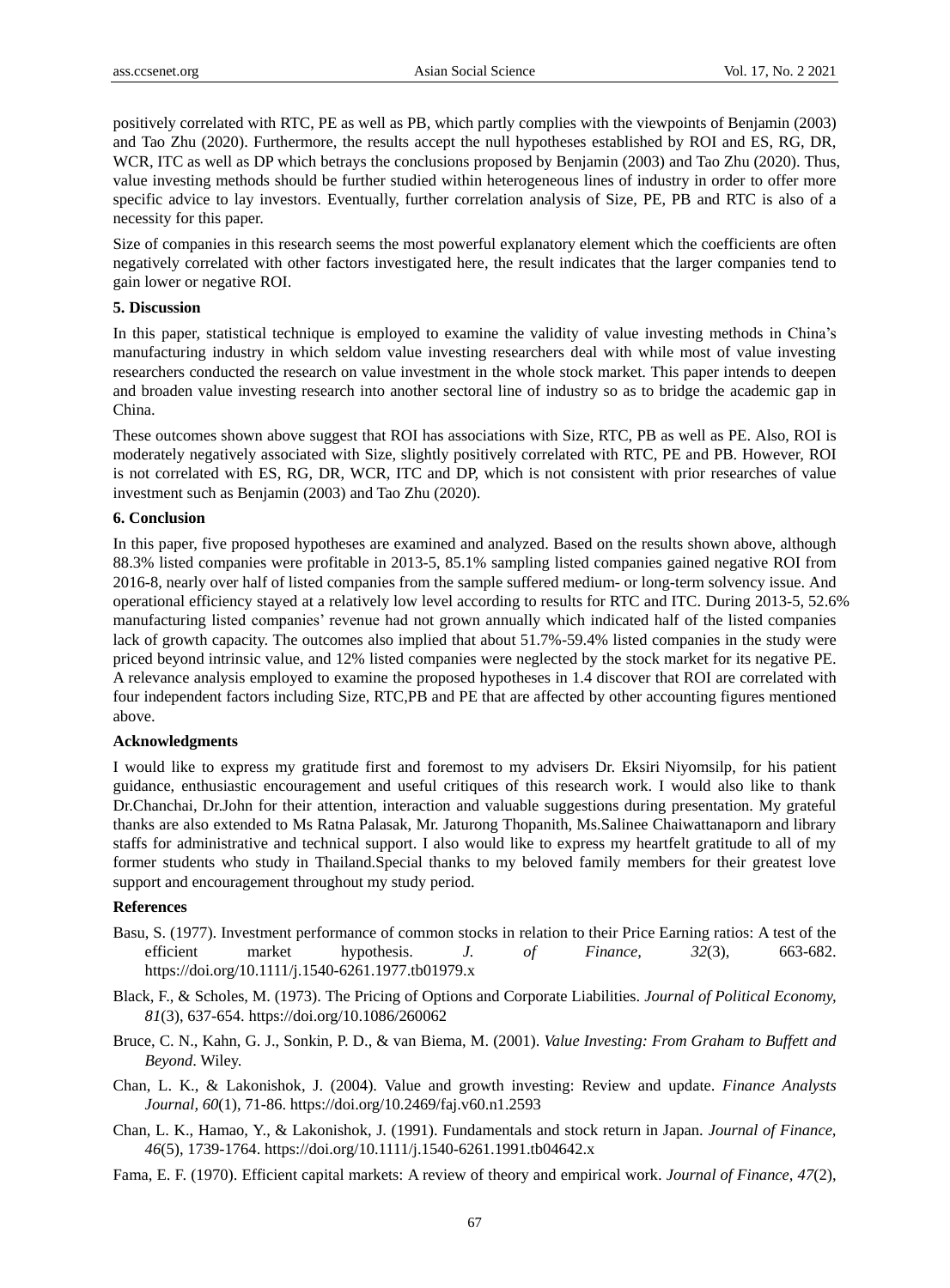positively correlated with RTC, PE as well as PB, which partly complies with the viewpoints of Benjamin (2003) and Tao Zhu (2020). Furthermore, the results accept the null hypotheses established by ROI and ES, RG, DR, WCR, ITC as well as DP which betrays the conclusions proposed by Benjamin (2003) and Tao Zhu (2020). Thus, value investing methods should be further studied within heterogeneous lines of industry in order to offer more specific advice to lay investors. Eventually, further correlation analysis of Size, PE, PB and RTC is also of a necessity for this paper.

Size of companies in this research seems the most powerful explanatory element which the coefficients are often negatively correlated with other factors investigated here, the result indicates that the larger companies tend to gain lower or negative ROI.

## 5. Discussion

In this paper, statistical technique is employed to examine the validity of value investing methods in China's manufacturing industry in which seldom value investing researchers deal with while most of value investing researchers conducted the research on value investment in the whole stock market. This paper intends to deepen and broaden value investing research into another sectoral line of industry so as to bridge the academic gap in China.

These outcomes shown above suggest that ROI has associations with Size, RTC, PB as well as PE. Also, ROI is moderately negatively associated with Size, slightly positively correlated with RTC, PE and PB. However, ROI is not correlated with ES, RG, DR, WCR, ITC and DP, which is not consistent with prior researches of value investment such as Benjamin (2003) and Tao Zhu (2020).

## 6. Conclusion

In this paper, five proposed hypotheses are examined and analyzed. Based on the results shown above, although 88.3% listed companies were profitable in 2013-5, 85.1% sampling listed companies gained negative ROI from 2016-8, nearly over half of listed companies from the sample suffered medium- or long-term solvency issue. And operational efficiency stayed at a relatively low level according to results for RTC and ITC. During 2013-5, 52.6% manufacturing listed companies' revenue had not grown annually which indicated half of the listed companies lack of growth capacity. The outcomes also implied that about 51.7%-59.4% listed companies in the study were priced beyond intrinsic value, and 12% listed companies were neglected by the stock market for its negative PE. A relevance analysis employed to examine the proposed hypotheses in 1.4 discover that ROI are correlated with four independent factors including Size, RTC,PB and PE that are affected by other accounting figures mentioned above.

## Acknowledgments

I would like to express my gratitude first and foremost to my advisers Dr. Eksiri Niyomsilp, for his patient guidance, enthusiastic encouragement and useful critiques of this research work. I would also like to thank Dr.Chanchai, Dr.John for their attention, interaction and valuable suggestions during presentation. My grateful thanks are also extended to Ms Ratna Palasak, Mr. Jaturong Thopanith, Ms.Salinee Chaiwattanaporn and library staffs for administrative and technical support. I also would like to express my heartfelt gratitude to all of my former students who study in Thailand.Special thanks to my beloved family members for their greatest love support and encouragement throughout my study period.

## References

Basu, S. (1977). Investment performance of common stocks in relation to their Price Earning ratios: A test of the efficient market hypothesis. *J. of Finance, 32*(3), 663-682. https://doi.org/10.1111/j.1540-6261.1977.tb01979.x

Black, F., & Scholes, M. (1973). The Pricing of Options and Corporate Liabilities. *Journal of Political Economy, 81*(3), 637-654. https://doi.org/10.1086/260062

Bruce, C. N., Kahn, G. J., Sonkin, P. D., & van Biema, M. (2001). *Value Investing: From Graham to Buffett and Beyond*. Wiley.

Chan, L. K., & Lakonishok, J. (2004). Value and growth investing: Review and update. *Finance Analysts Journal, 60*(1), 71-86. https://doi.org/10.2469/faj.v60.n1.2593

Chan, L. K., Hamao, Y., & Lakonishok, J. (1991). Fundamentals and stock return in Japan. *Journal of Finance, 46*(5), 1739-1764. https://doi.org/10.1111/j.1540-6261.1991.tb04642.x

Fama, E. F. (1970). Efficient capital markets: A review of theory and empirical work. *Journal of Finance, 47*(2),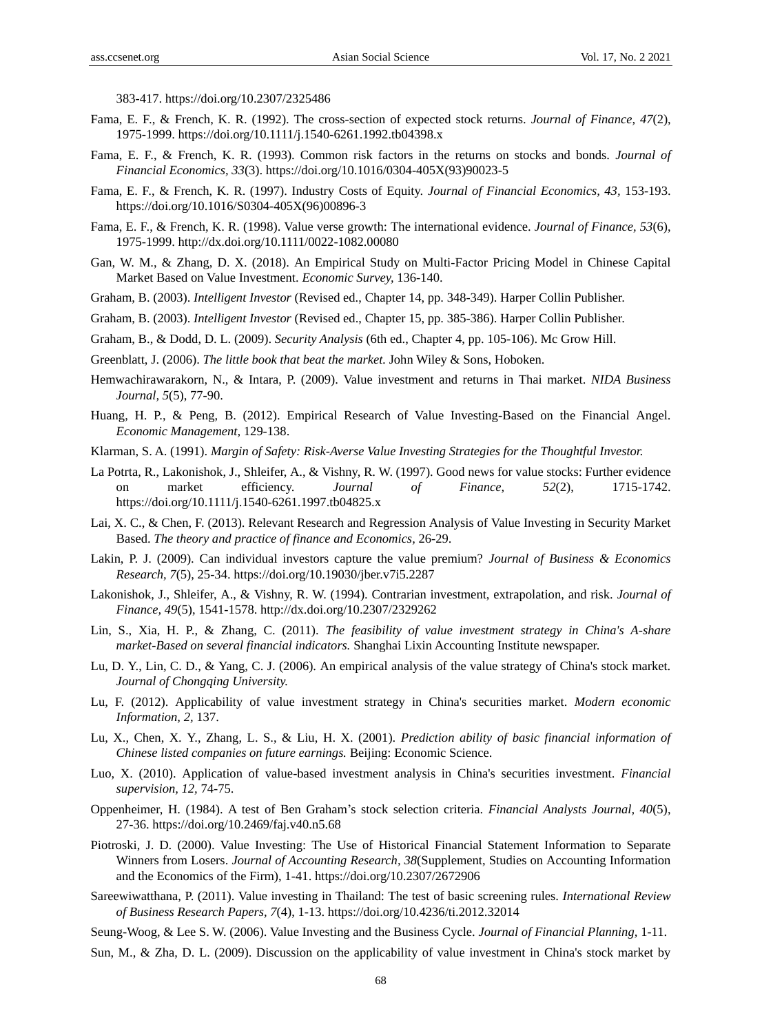383-417. https://doi.org/10.2307/2325486

Fama, E. F., & French, K. R. (1992). The cross-section of expected stock returns. *Journal of Finance, 47*(2), 1975-1999. https://doi.org/10.1111/j.1540-6261.1992.tb04398.x

Fama, E. F., & French, K. R. (1993). Common risk factors in the returns on stocks and bonds. *Journal of Financial Economics, 33*(3). https://doi.org/10.1016/0304-405X(93)90023-5

Fama, E. F., & French, K. R. (1997). Industry Costs of Equity. *Journal of Financial Economics, 43*, 153-193. https://doi.org/10.1016/S0304-405X(96)00896-3

Fama, E. F., & French, K. R. (1998). Value verse growth: The international evidence. *Journal of Finance, 53*(6), 1975-1999. http://dx.doi.org/10.1111/0022-1082.00080

Gan, W. M., & Zhang, D. X. (2018). An Empirical Study on Multi-Factor Pricing Model in Chinese Capital Market Based on Value Investment. *Economic Survey,* 136-140.

Graham, B. (2003). *Intelligent Investor* (Revised ed., Chapter 14, pp. 348-349). Harper Collin Publisher.

Graham, B. (2003). *Intelligent Investor* (Revised ed., Chapter 15, pp. 385-386). Harper Collin Publisher.

Graham, B., & Dodd, D. L. (2009). *Security Analysis* (6th ed., Chapter 4, pp. 105-106). Mc Grow Hill.

Greenblatt, J. (2006). *The little book that beat the market.* John Wiley & Sons, Hoboken.

Hemwachirawarakorn, N., & Intara, P. (2009). Value investment and returns in Thai market. *NIDA Business Journal, 5*(5), 77-90.

Huang, H. P., & Peng, B. (2012). Empirical Research of Value Investing-Based on the Financial Angel. *Economic Management,* 129-138.

Klarman, S. A. (1991). *Margin of Safety: Risk-Averse Value Investing Strategies for the Thoughtful Investor.*

La Potrta, R., Lakonishok, J., Shleifer, A., & Vishny, R. W. (1997). Good news for value stocks: Further evidence on market efficiency. *Journal of Finance, 52*(2), 1715-1742. https://doi.org/10.1111/j.1540-6261.1997.tb04825.x

Lai, X. C., & Chen, F. (2013). Relevant Research and Regression Analysis of Value Investing in Security Market Based. *The theory and practice of finance and Economics,* 26-29.

Lakin, P. J. (2009). Can individual investors capture the value premium? *Journal of Business & Economics Research, 7*(5), 25-34. https://doi.org/10.19030/jber.v7i5.2287

Lakonishok, J., Shleifer, A., & Vishny, R. W. (1994). Contrarian investment, extrapolation, and risk. *Journal of Finance, 49*(5), 1541-1578. http://dx.doi.org/10.2307/2329262

Lin, S., Xia, H. P., & Zhang, C. (2011). *The feasibility of value investment strategy in China's A-share market-Based on several financial indicators.* Shanghai Lixin Accounting Institute newspaper.

Lu, D. Y., Lin, C. D., & Yang, C. J. (2006). An empirical analysis of the value strategy of China's stock market. *Journal of Chongqing University.*

Lu, F. (2012). Applicability of value investment strategy in China's securities market. *Modern economic Information, 2*, 137.

Lu, X., Chen, X. Y., Zhang, L. S., & Liu, H. X. (2001). *Prediction ability of basic financial information of Chinese listed companies on future earnings.* Beijing: Economic Science.

Luo, X. (2010). Application of value-based investment analysis in China's securities investment. *Financial supervision, 12*, 74-75.

Oppenheimer, H. (1984). A test of Ben Graham's stock selection criteria. *Financial Analysts Journal, 40*(5), 27-36. https://doi.org/10.2469/faj.v40.n5.68

Piotroski, J. D. (2000). Value Investing: The Use of Historical Financial Statement Information to Separate Winners from Losers. *Journal of Accounting Research, 38*(Supplement, Studies on Accounting Information and the Economics of the Firm), 1-41. https://doi.org/10.2307/2672906

Sareewiwatthana, P. (2011). Value investing in Thailand: The test of basic screening rules. *International Review of Business Research Papers, 7*(4), 1-13. https://doi.org/10.4236/ti.2012.32014

Seung-Woog, & Lee S. W. (2006). Value Investing and the Business Cycle. *Journal of Financial Planning,* 1-11.

Sun, M., & Zha, D. L. (2009). Discussion on the applicability of value investment in China's stock market by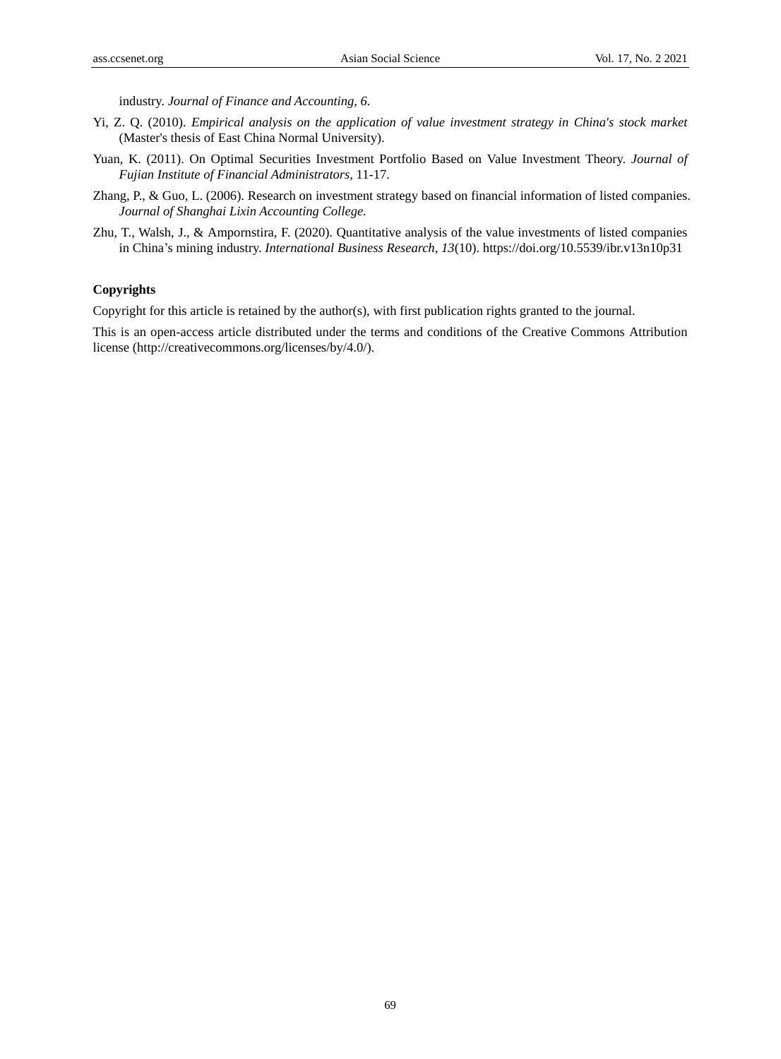industry. *Journal of Finance and Accounting, 6.*

Yi, Z. Q. (2010). *Empirical analysis on the application of value investment strategy in China's stock market* (Master's thesis of East China Normal University).

Yuan, K. (2011). On Optimal Securities Investment Portfolio Based on Value Investment Theory. *Journal of Fujian Institute of Financial Administrators,* 11-17.

Zhang, P., & Guo, L. (2006). Research on investment strategy based on financial information of listed companies. *Journal of Shanghai Lixin Accounting College.*

Zhu, T., Walsh, J., & Ampornstira, F. (2020). Quantitative analysis of the value investments of listed companies in China's mining industry. *International Business Research, 13*(10). https://doi.org/10.5539/ibr.v13n10p31

**Copyrights**

Copyright for this article is retained by the author(s), with first publication rights granted to the journal.

This is an open-access article distributed under the terms and conditions of the Creative Commons Attribution license (http://creativecommons.org/licenses/by/4.0/).